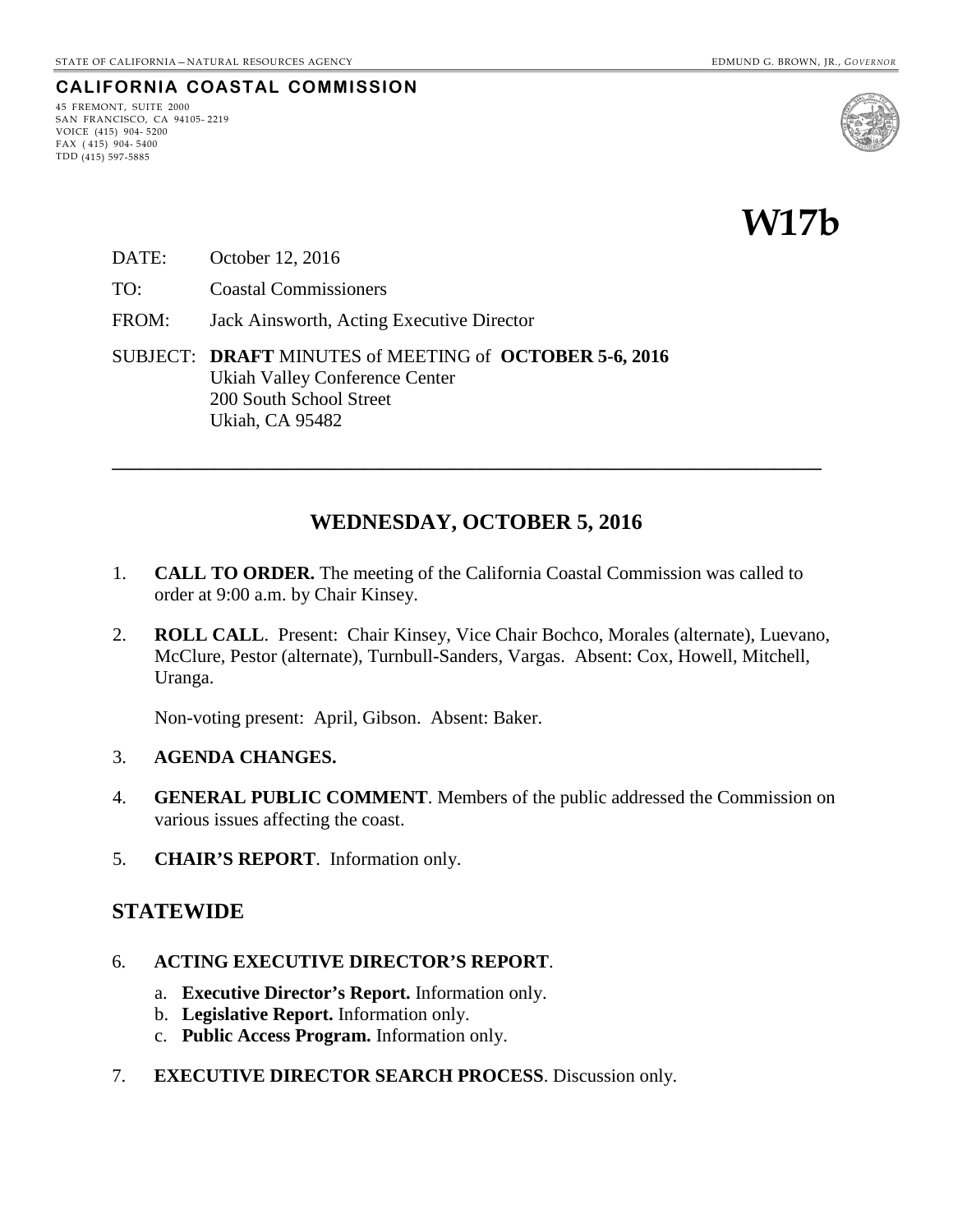STATE OF CALIFORNIA – NATURAL RESOURCES AGENCY — EDMUND G. BROWN, JR., *GOVERNOR*

**CALIFORNIA COASTAL COMMISSION**

45 FREMONT, SUITE 2000
SAN FRANCISCO, CA 94105-2219
VOICE (415) 904-5200
FAX (415) 904-5400
TDD (415) 597-5885

# W17b

DATE: October 12, 2016

TO: Coastal Commissioners

FROM: Jack Ainsworth, Acting Executive Director

SUBJECT: **DRAFT** MINUTES of MEETING of **OCTOBER 5-6, 2016**
Ukiah Valley Conference Center
200 South School Street
Ukiah, CA 95482

---

## WEDNESDAY, OCTOBER 5, 2016

1. **CALL TO ORDER.** The meeting of the California Coastal Commission was called to order at 9:00 a.m. by Chair Kinsey.

2. **ROLL CALL**. Present: Chair Kinsey, Vice Chair Bochco, Morales (alternate), Luevano, McClure, Pestor (alternate), Turnbull-Sanders, Vargas. Absent: Cox, Howell, Mitchell, Uranga.

   Non-voting present: April, Gibson. Absent: Baker.

3. **AGENDA CHANGES.**

4. **GENERAL PUBLIC COMMENT**. Members of the public addressed the Commission on various issues affecting the coast.

5. **CHAIR'S REPORT**. Information only.

## STATEWIDE

6. **ACTING EXECUTIVE DIRECTOR'S REPORT**.

   a. **Executive Director's Report.** Information only.
   b. **Legislative Report.** Information only.
   c. **Public Access Program.** Information only.

7. **EXECUTIVE DIRECTOR SEARCH PROCESS**. Discussion only.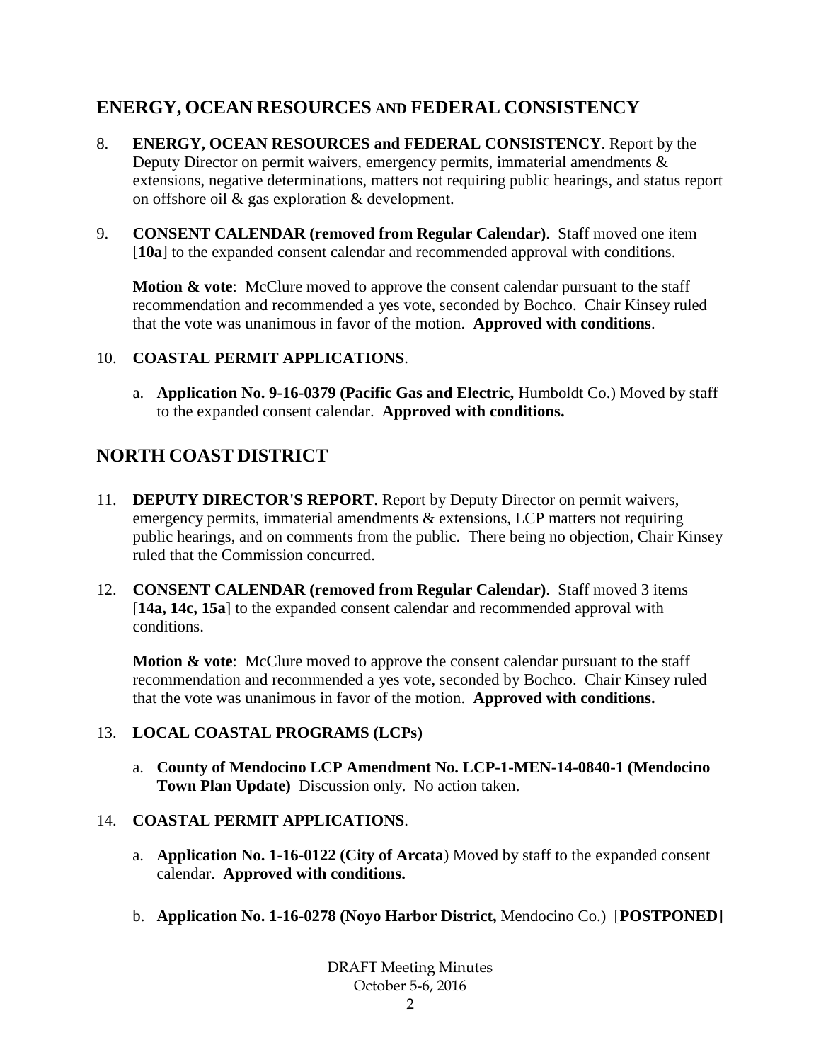## ENERGY, OCEAN RESOURCES AND FEDERAL CONSISTENCY

8. **ENERGY, OCEAN RESOURCES and FEDERAL CONSISTENCY**. Report by the Deputy Director on permit waivers, emergency permits, immaterial amendments & extensions, negative determinations, matters not requiring public hearings, and status report on offshore oil & gas exploration & development.

9. **CONSENT CALENDAR (removed from Regular Calendar)**. Staff moved one item [**10a**] to the expanded consent calendar and recommended approval with conditions.

   **Motion & vote**: McClure moved to approve the consent calendar pursuant to the staff recommendation and recommended a yes vote, seconded by Bochco. Chair Kinsey ruled that the vote was unanimous in favor of the motion. **Approved with conditions**.

10. **COASTAL PERMIT APPLICATIONS**.

    a. **Application No. 9-16-0379 (Pacific Gas and Electric,** Humboldt Co.) Moved by staff to the expanded consent calendar. **Approved with conditions.**

## NORTH COAST DISTRICT

11. **DEPUTY DIRECTOR'S REPORT**. Report by Deputy Director on permit waivers, emergency permits, immaterial amendments & extensions, LCP matters not requiring public hearings, and on comments from the public. There being no objection, Chair Kinsey ruled that the Commission concurred.

12. **CONSENT CALENDAR (removed from Regular Calendar)**. Staff moved 3 items [**14a, 14c, 15a**] to the expanded consent calendar and recommended approval with conditions.

    **Motion & vote**: McClure moved to approve the consent calendar pursuant to the staff recommendation and recommended a yes vote, seconded by Bochco. Chair Kinsey ruled that the vote was unanimous in favor of the motion. **Approved with conditions.**

13. **LOCAL COASTAL PROGRAMS (LCPs)**

    a. **County of Mendocino LCP Amendment No. LCP-1-MEN-14-0840-1 (Mendocino Town Plan Update)** Discussion only. No action taken.

14. **COASTAL PERMIT APPLICATIONS**.

    a. **Application No. 1-16-0122 (City of Arcata**) Moved by staff to the expanded consent calendar. **Approved with conditions.**

    b. **Application No. 1-16-0278 (Noyo Harbor District,** Mendocino Co.) [**POSTPONED**]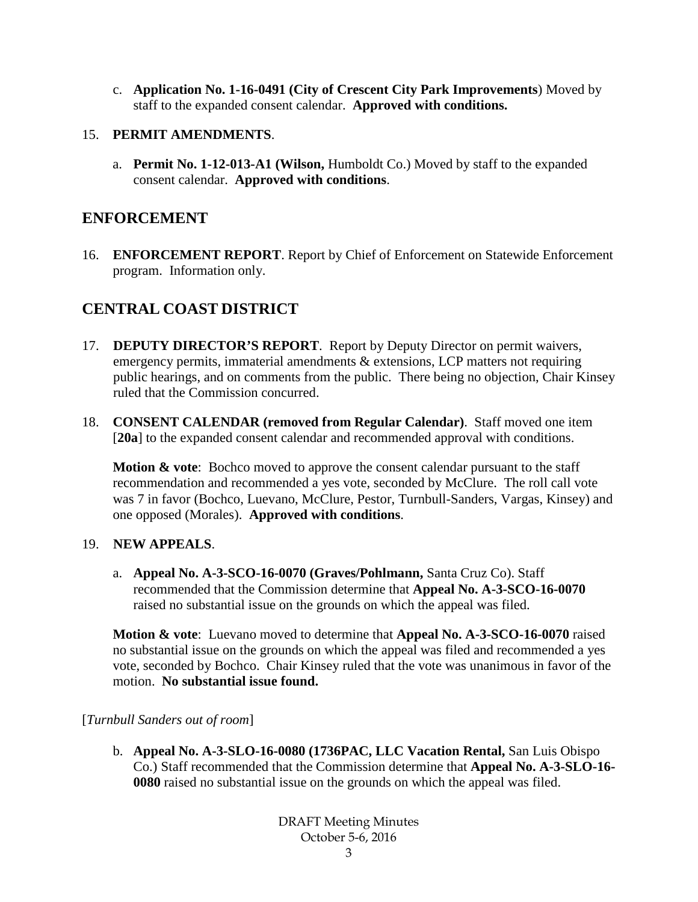c. **Application No. 1-16-0491 (City of Crescent City Park Improvements**) Moved by staff to the expanded consent calendar. **Approved with conditions.**

15. **PERMIT AMENDMENTS**.

a. **Permit No. 1-12-013-A1 (Wilson,** Humboldt Co.) Moved by staff to the expanded consent calendar. **Approved with conditions**.

## ENFORCEMENT

16. **ENFORCEMENT REPORT**. Report by Chief of Enforcement on Statewide Enforcement program. Information only.

## CENTRAL COAST DISTRICT

17. **DEPUTY DIRECTOR'S REPORT**. Report by Deputy Director on permit waivers, emergency permits, immaterial amendments & extensions, LCP matters not requiring public hearings, and on comments from the public. There being no objection, Chair Kinsey ruled that the Commission concurred.

18. **CONSENT CALENDAR (removed from Regular Calendar)**. Staff moved one item [**20a**] to the expanded consent calendar and recommended approval with conditions.

**Motion & vote**: Bochco moved to approve the consent calendar pursuant to the staff recommendation and recommended a yes vote, seconded by McClure. The roll call vote was 7 in favor (Bochco, Luevano, McClure, Pestor, Turnbull-Sanders, Vargas, Kinsey) and one opposed (Morales). **Approved with conditions**.

19. **NEW APPEALS**.

a. **Appeal No. A-3-SCO-16-0070 (Graves/Pohlmann,** Santa Cruz Co). Staff recommended that the Commission determine that **Appeal No. A-3-SCO-16-0070** raised no substantial issue on the grounds on which the appeal was filed.

**Motion & vote**: Luevano moved to determine that **Appeal No. A-3-SCO-16-0070** raised no substantial issue on the grounds on which the appeal was filed and recommended a yes vote, seconded by Bochco. Chair Kinsey ruled that the vote was unanimous in favor of the motion. **No substantial issue found.**

[*Turnbull Sanders out of room*]

b. **Appeal No. A-3-SLO-16-0080 (1736PAC, LLC Vacation Rental,** San Luis Obispo Co.) Staff recommended that the Commission determine that **Appeal No. A-3-SLO-16-0080** raised no substantial issue on the grounds on which the appeal was filed.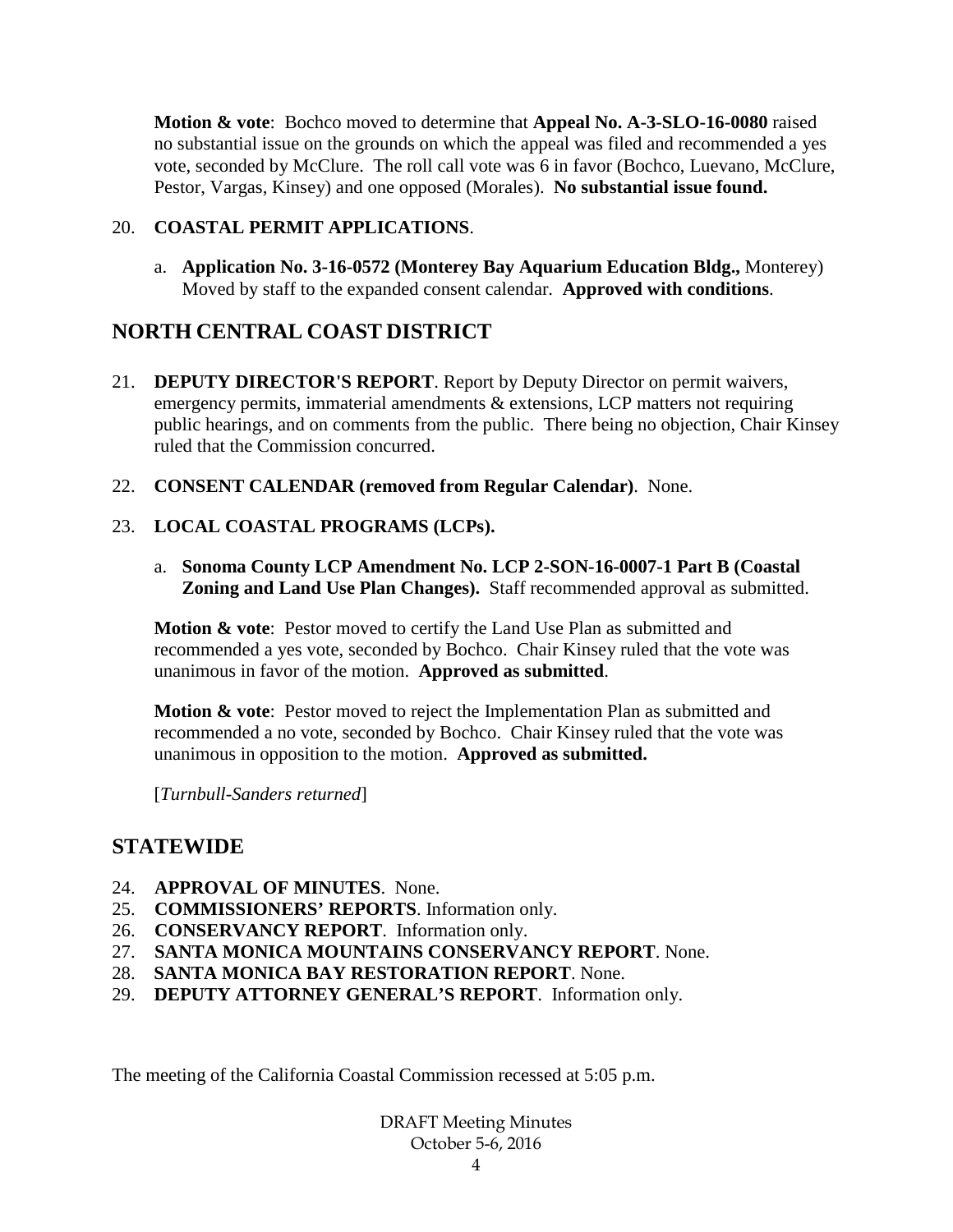**Motion & vote**: Bochco moved to determine that **Appeal No. A-3-SLO-16-0080** raised no substantial issue on the grounds on which the appeal was filed and recommended a yes vote, seconded by McClure. The roll call vote was 6 in favor (Bochco, Luevano, McClure, Pestor, Vargas, Kinsey) and one opposed (Morales). **No substantial issue found.**

20. **COASTAL PERMIT APPLICATIONS**.

    a. **Application No. 3-16-0572 (Monterey Bay Aquarium Education Bldg.,** Monterey) Moved by staff to the expanded consent calendar. **Approved with conditions**.

## NORTH CENTRAL COAST DISTRICT

21. **DEPUTY DIRECTOR'S REPORT**. Report by Deputy Director on permit waivers, emergency permits, immaterial amendments & extensions, LCP matters not requiring public hearings, and on comments from the public. There being no objection, Chair Kinsey ruled that the Commission concurred.

22. **CONSENT CALENDAR (removed from Regular Calendar)**. None.

23. **LOCAL COASTAL PROGRAMS (LCPs).**

    a. **Sonoma County LCP Amendment No. LCP 2-SON-16-0007-1 Part B (Coastal Zoning and Land Use Plan Changes).** Staff recommended approval as submitted.

**Motion & vote**: Pestor moved to certify the Land Use Plan as submitted and recommended a yes vote, seconded by Bochco. Chair Kinsey ruled that the vote was unanimous in favor of the motion. **Approved as submitted**.

**Motion & vote**: Pestor moved to reject the Implementation Plan as submitted and recommended a no vote, seconded by Bochco. Chair Kinsey ruled that the vote was unanimous in opposition to the motion. **Approved as submitted.**

[*Turnbull-Sanders returned*]

## STATEWIDE

24. **APPROVAL OF MINUTES**. None.
25. **COMMISSIONERS' REPORTS**. Information only.
26. **CONSERVANCY REPORT**. Information only.
27. **SANTA MONICA MOUNTAINS CONSERVANCY REPORT**. None.
28. **SANTA MONICA BAY RESTORATION REPORT**. None.
29. **DEPUTY ATTORNEY GENERAL'S REPORT**. Information only.

The meeting of the California Coastal Commission recessed at 5:05 p.m.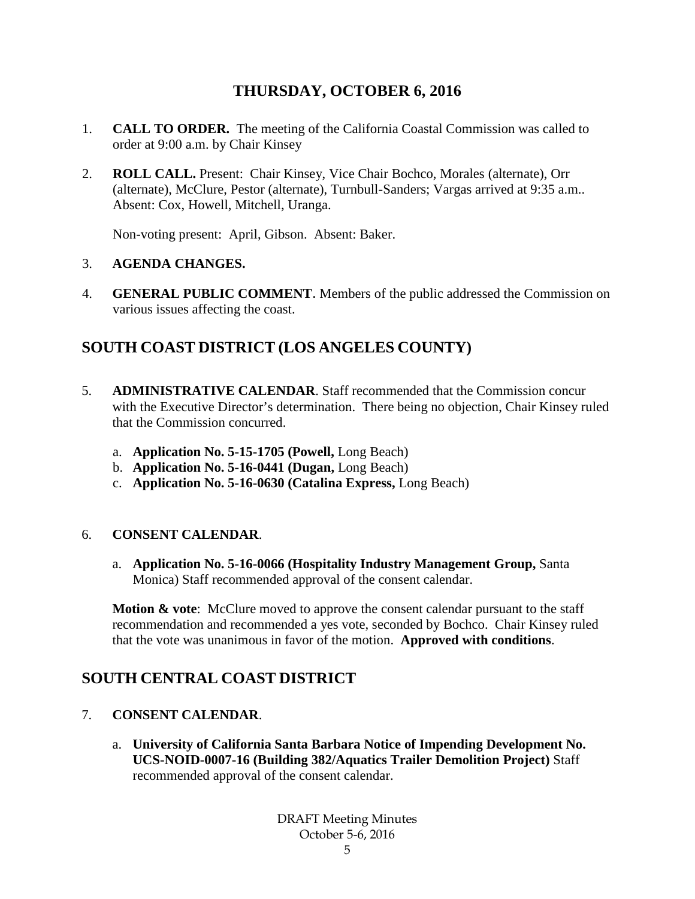## THURSDAY, OCTOBER 6, 2016

1. **CALL TO ORDER.** The meeting of the California Coastal Commission was called to order at 9:00 a.m. by Chair Kinsey

2. **ROLL CALL.** Present: Chair Kinsey, Vice Chair Bochco, Morales (alternate), Orr (alternate), McClure, Pestor (alternate), Turnbull-Sanders; Vargas arrived at 9:35 a.m.. Absent: Cox, Howell, Mitchell, Uranga.

   Non-voting present: April, Gibson. Absent: Baker.

3. **AGENDA CHANGES.**

4. **GENERAL PUBLIC COMMENT**. Members of the public addressed the Commission on various issues affecting the coast.

## SOUTH COAST DISTRICT (LOS ANGELES COUNTY)

5. **ADMINISTRATIVE CALENDAR**. Staff recommended that the Commission concur with the Executive Director's determination. There being no objection, Chair Kinsey ruled that the Commission concurred.

   a. **Application No. 5-15-1705 (Powell,** Long Beach)
   b. **Application No. 5-16-0441 (Dugan,** Long Beach)
   c. **Application No. 5-16-0630 (Catalina Express,** Long Beach)

6. **CONSENT CALENDAR**.

   a. **Application No. 5-16-0066 (Hospitality Industry Management Group,** Santa Monica) Staff recommended approval of the consent calendar.

   **Motion & vote**: McClure moved to approve the consent calendar pursuant to the staff recommendation and recommended a yes vote, seconded by Bochco. Chair Kinsey ruled that the vote was unanimous in favor of the motion. **Approved with conditions**.

## SOUTH CENTRAL COAST DISTRICT

7. **CONSENT CALENDAR**.

   a. **University of California Santa Barbara Notice of Impending Development No. UCS-NOID-0007-16 (Building 382/Aquatics Trailer Demolition Project)** Staff recommended approval of the consent calendar.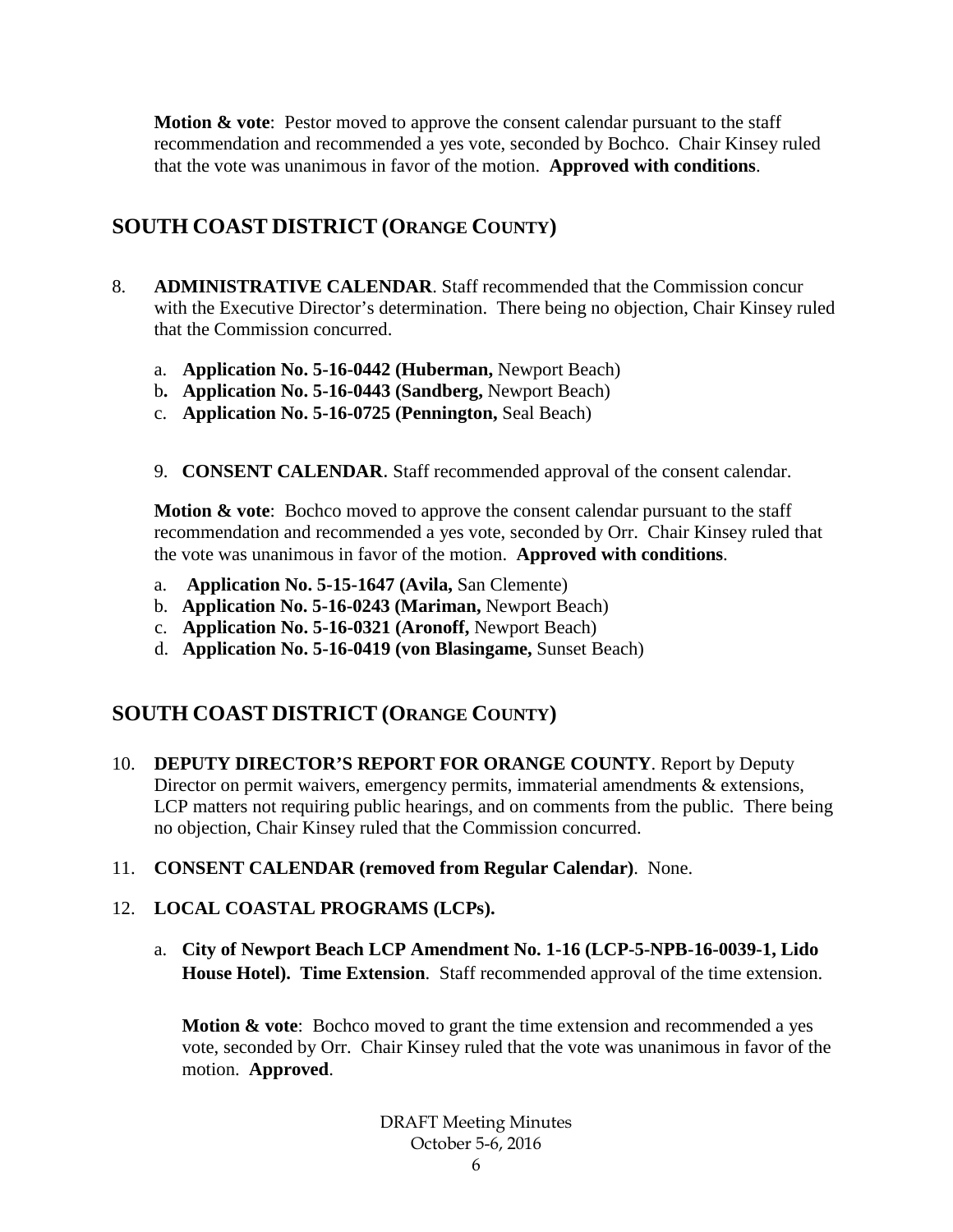**Motion & vote**: Pestor moved to approve the consent calendar pursuant to the staff recommendation and recommended a yes vote, seconded by Bochco. Chair Kinsey ruled that the vote was unanimous in favor of the motion. **Approved with conditions**.

## SOUTH COAST DISTRICT (ORANGE COUNTY)

8. **ADMINISTRATIVE CALENDAR**. Staff recommended that the Commission concur with the Executive Director's determination. There being no objection, Chair Kinsey ruled that the Commission concurred.

   a. **Application No. 5-16-0442 (Huberman,** Newport Beach)
   b. **Application No. 5-16-0443 (Sandberg,** Newport Beach)
   c. **Application No. 5-16-0725 (Pennington,** Seal Beach)

9. **CONSENT CALENDAR**. Staff recommended approval of the consent calendar.

   **Motion & vote**: Bochco moved to approve the consent calendar pursuant to the staff recommendation and recommended a yes vote, seconded by Orr. Chair Kinsey ruled that the vote was unanimous in favor of the motion. **Approved with conditions**.

   a. **Application No. 5-15-1647 (Avila,** San Clemente)
   b. **Application No. 5-16-0243 (Mariman,** Newport Beach)
   c. **Application No. 5-16-0321 (Aronoff,** Newport Beach)
   d. **Application No. 5-16-0419 (von Blasingame,** Sunset Beach)

## SOUTH COAST DISTRICT (ORANGE COUNTY)

10. **DEPUTY DIRECTOR'S REPORT FOR ORANGE COUNTY**. Report by Deputy Director on permit waivers, emergency permits, immaterial amendments & extensions, LCP matters not requiring public hearings, and on comments from the public. There being no objection, Chair Kinsey ruled that the Commission concurred.

11. **CONSENT CALENDAR (removed from Regular Calendar)**. None.

12. **LOCAL COASTAL PROGRAMS (LCPs).**

    a. **City of Newport Beach LCP Amendment No. 1-16 (LCP-5-NPB-16-0039-1, Lido House Hotel). Time Extension**. Staff recommended approval of the time extension.

    **Motion & vote**: Bochco moved to grant the time extension and recommended a yes vote, seconded by Orr. Chair Kinsey ruled that the vote was unanimous in favor of the motion. **Approved**.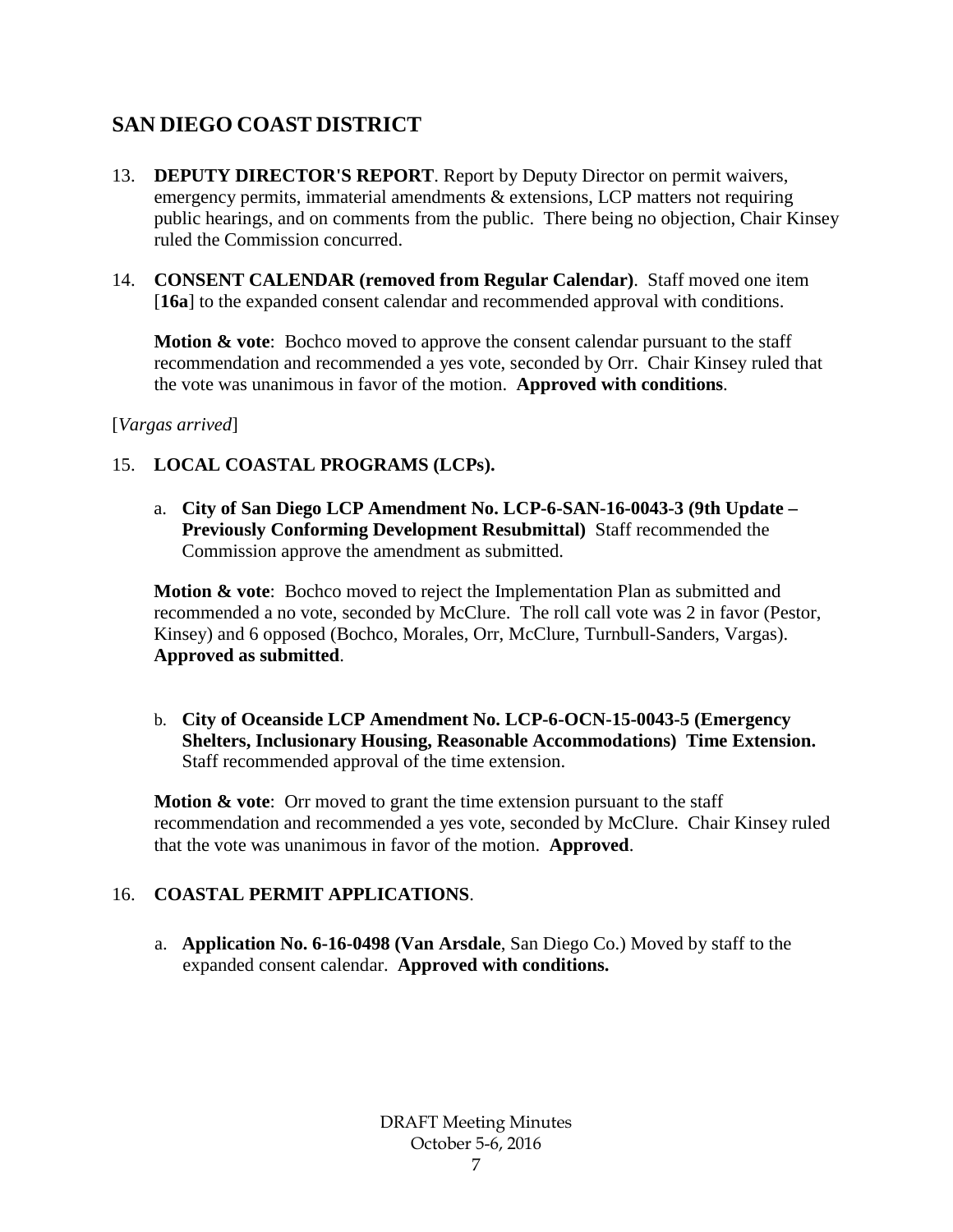## SAN DIEGO COAST DISTRICT

13. **DEPUTY DIRECTOR'S REPORT**. Report by Deputy Director on permit waivers, emergency permits, immaterial amendments & extensions, LCP matters not requiring public hearings, and on comments from the public. There being no objection, Chair Kinsey ruled the Commission concurred.

14. **CONSENT CALENDAR (removed from Regular Calendar)**. Staff moved one item [**16a**] to the expanded consent calendar and recommended approval with conditions.

    **Motion & vote**: Bochco moved to approve the consent calendar pursuant to the staff recommendation and recommended a yes vote, seconded by Orr. Chair Kinsey ruled that the vote was unanimous in favor of the motion. **Approved with conditions**.

[*Vargas arrived*]

15. **LOCAL COASTAL PROGRAMS (LCPs).**

    a. **City of San Diego LCP Amendment No. LCP-6-SAN-16-0043-3 (9th Update – Previously Conforming Development Resubmittal)** Staff recommended the Commission approve the amendment as submitted.

    **Motion & vote**: Bochco moved to reject the Implementation Plan as submitted and recommended a no vote, seconded by McClure. The roll call vote was 2 in favor (Pestor, Kinsey) and 6 opposed (Bochco, Morales, Orr, McClure, Turnbull-Sanders, Vargas). **Approved as submitted**.

    b. **City of Oceanside LCP Amendment No. LCP-6-OCN-15-0043-5 (Emergency Shelters, Inclusionary Housing, Reasonable Accommodations) Time Extension.** Staff recommended approval of the time extension.

    **Motion & vote**: Orr moved to grant the time extension pursuant to the staff recommendation and recommended a yes vote, seconded by McClure. Chair Kinsey ruled that the vote was unanimous in favor of the motion. **Approved**.

16. **COASTAL PERMIT APPLICATIONS**.

    a. **Application No. 6-16-0498 (Van Arsdale**, San Diego Co.) Moved by staff to the expanded consent calendar. **Approved with conditions.**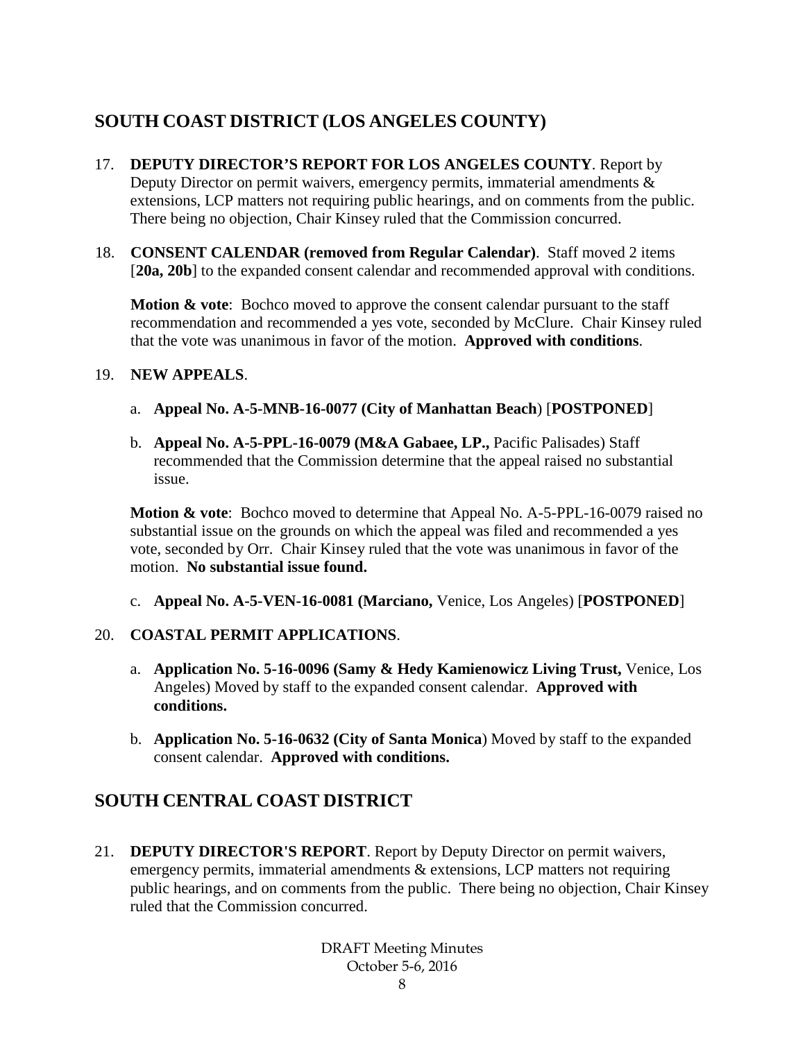## SOUTH COAST DISTRICT (LOS ANGELES COUNTY)

17. **DEPUTY DIRECTOR'S REPORT FOR LOS ANGELES COUNTY**. Report by Deputy Director on permit waivers, emergency permits, immaterial amendments & extensions, LCP matters not requiring public hearings, and on comments from the public. There being no objection, Chair Kinsey ruled that the Commission concurred.

18. **CONSENT CALENDAR (removed from Regular Calendar)**. Staff moved 2 items [**20a, 20b**] to the expanded consent calendar and recommended approval with conditions.

    **Motion & vote**: Bochco moved to approve the consent calendar pursuant to the staff recommendation and recommended a yes vote, seconded by McClure. Chair Kinsey ruled that the vote was unanimous in favor of the motion. **Approved with conditions**.

19. **NEW APPEALS**.

    a. **Appeal No. A-5-MNB-16-0077 (City of Manhattan Beach**) [**POSTPONED**]

    b. **Appeal No. A-5-PPL-16-0079 (M&A Gabaee, LP.,** Pacific Palisades) Staff recommended that the Commission determine that the appeal raised no substantial issue.

    **Motion & vote**: Bochco moved to determine that Appeal No. A-5-PPL-16-0079 raised no substantial issue on the grounds on which the appeal was filed and recommended a yes vote, seconded by Orr. Chair Kinsey ruled that the vote was unanimous in favor of the motion. **No substantial issue found.**

    c. **Appeal No. A-5-VEN-16-0081 (Marciano,** Venice, Los Angeles) [**POSTPONED**]

20. **COASTAL PERMIT APPLICATIONS**.

    a. **Application No. 5-16-0096 (Samy & Hedy Kamienowicz Living Trust,** Venice, Los Angeles) Moved by staff to the expanded consent calendar. **Approved with conditions.**

    b. **Application No. 5-16-0632 (City of Santa Monica**) Moved by staff to the expanded consent calendar. **Approved with conditions.**

## SOUTH CENTRAL COAST DISTRICT

21. **DEPUTY DIRECTOR'S REPORT**. Report by Deputy Director on permit waivers, emergency permits, immaterial amendments & extensions, LCP matters not requiring public hearings, and on comments from the public. There being no objection, Chair Kinsey ruled that the Commission concurred.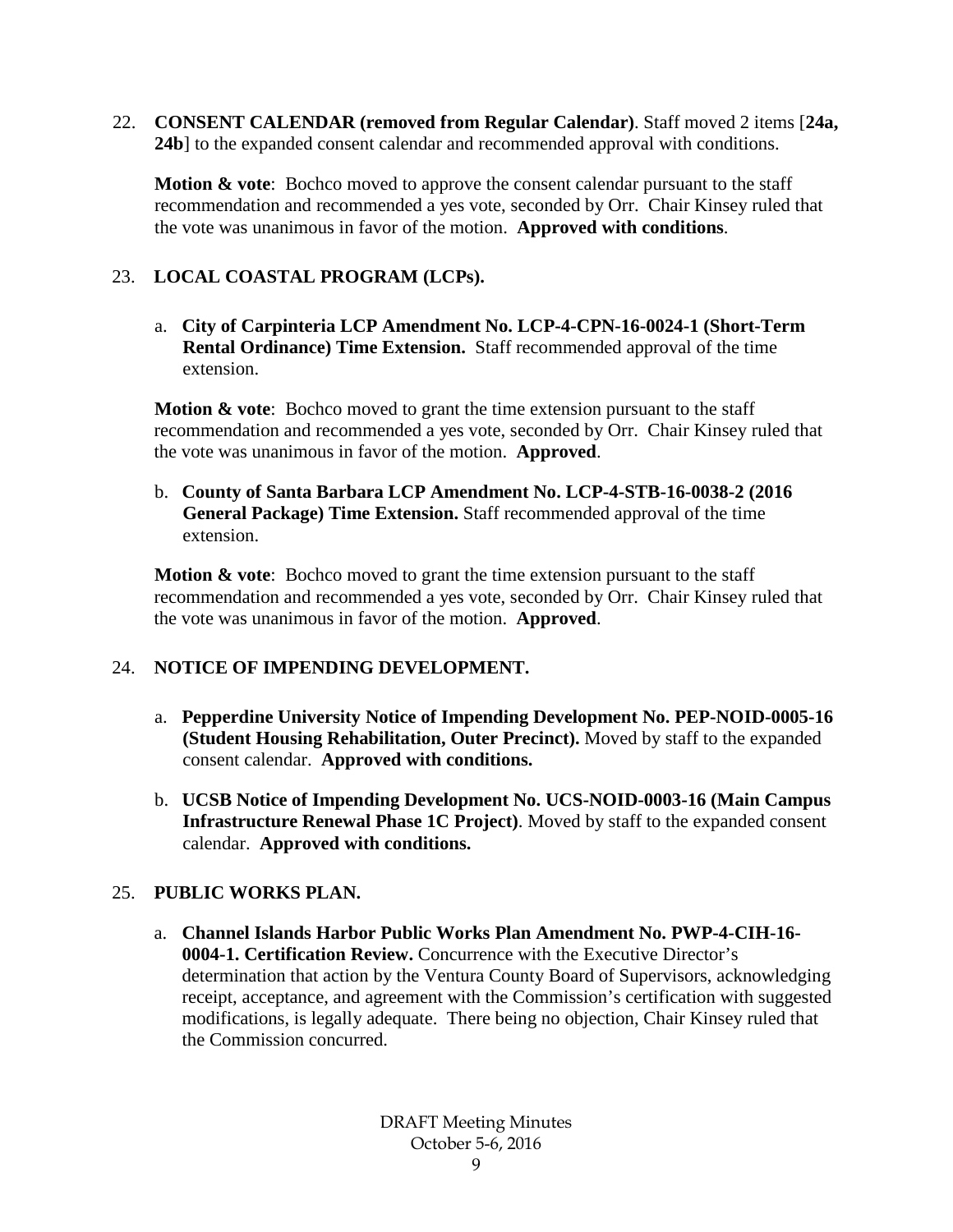22. **CONSENT CALENDAR (removed from Regular Calendar)**. Staff moved 2 items [**24a, 24b**] to the expanded consent calendar and recommended approval with conditions.

    **Motion & vote**: Bochco moved to approve the consent calendar pursuant to the staff recommendation and recommended a yes vote, seconded by Orr. Chair Kinsey ruled that the vote was unanimous in favor of the motion. **Approved with conditions**.

23. **LOCAL COASTAL PROGRAM (LCPs).**

    a. **City of Carpinteria LCP Amendment No. LCP-4-CPN-16-0024-1 (Short-Term Rental Ordinance) Time Extension.** Staff recommended approval of the time extension.

    **Motion & vote**: Bochco moved to grant the time extension pursuant to the staff recommendation and recommended a yes vote, seconded by Orr. Chair Kinsey ruled that the vote was unanimous in favor of the motion. **Approved**.

    b. **County of Santa Barbara LCP Amendment No. LCP-4-STB-16-0038-2 (2016 General Package) Time Extension.** Staff recommended approval of the time extension.

    **Motion & vote**: Bochco moved to grant the time extension pursuant to the staff recommendation and recommended a yes vote, seconded by Orr. Chair Kinsey ruled that the vote was unanimous in favor of the motion. **Approved**.

24. **NOTICE OF IMPENDING DEVELOPMENT.**

    a. **Pepperdine University Notice of Impending Development No. PEP-NOID-0005-16 (Student Housing Rehabilitation, Outer Precinct).** Moved by staff to the expanded consent calendar. **Approved with conditions.**

    b. **UCSB Notice of Impending Development No. UCS-NOID-0003-16 (Main Campus Infrastructure Renewal Phase 1C Project)**. Moved by staff to the expanded consent calendar. **Approved with conditions.**

25. **PUBLIC WORKS PLAN.**

    a. **Channel Islands Harbor Public Works Plan Amendment No. PWP-4-CIH-16-0004-1. Certification Review.** Concurrence with the Executive Director's determination that action by the Ventura County Board of Supervisors, acknowledging receipt, acceptance, and agreement with the Commission's certification with suggested modifications, is legally adequate. There being no objection, Chair Kinsey ruled that the Commission concurred.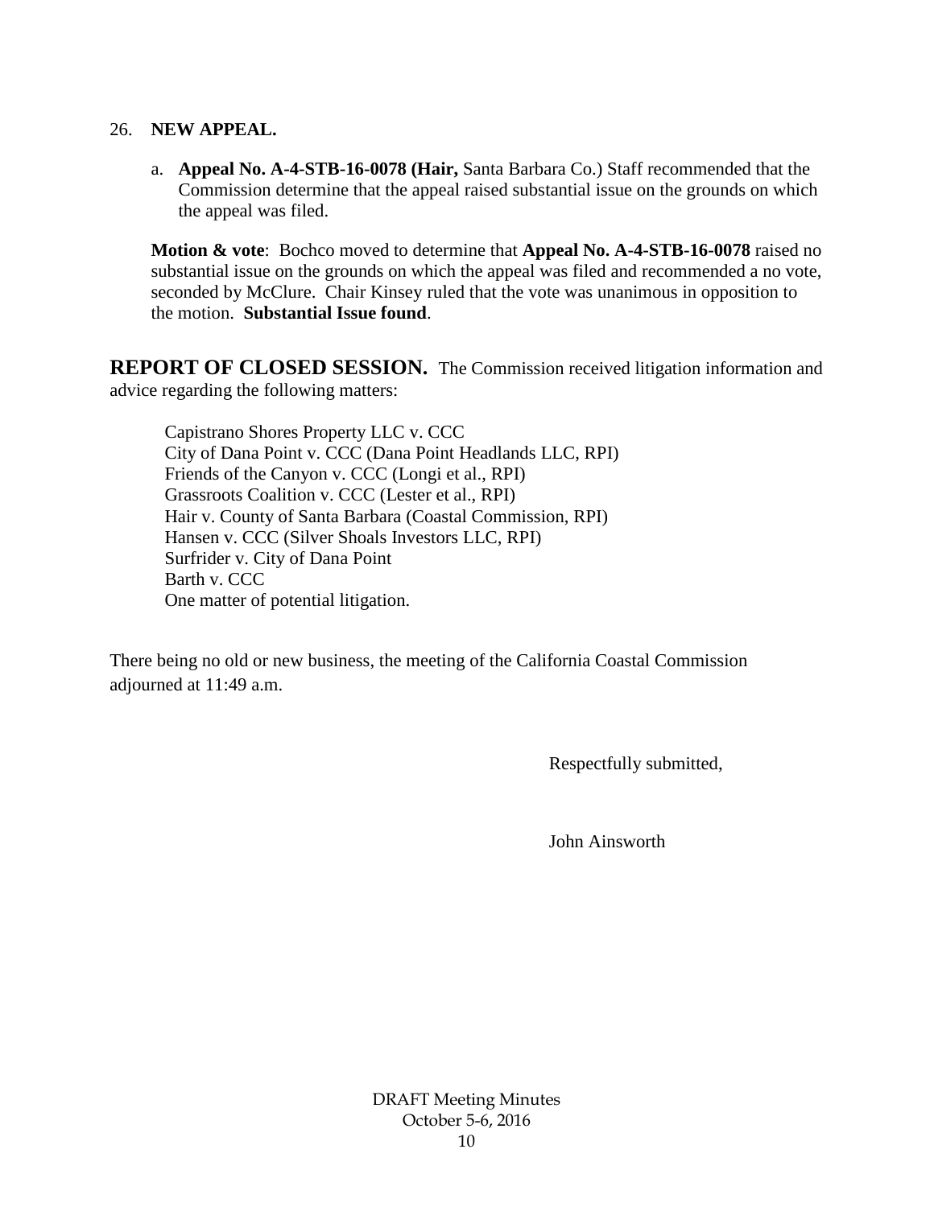26. **NEW APPEAL.**

   a. **Appeal No. A-4-STB-16-0078 (Hair,** Santa Barbara Co.) Staff recommended that the Commission determine that the appeal raised substantial issue on the grounds on which the appeal was filed.

   **Motion & vote**: Bochco moved to determine that **Appeal No. A-4-STB-16-0078** raised no substantial issue on the grounds on which the appeal was filed and recommended a no vote, seconded by McClure. Chair Kinsey ruled that the vote was unanimous in opposition to the motion. **Substantial Issue found**.

**REPORT OF CLOSED SESSION.** The Commission received litigation information and advice regarding the following matters:

Capistrano Shores Property LLC v. CCC
City of Dana Point v. CCC (Dana Point Headlands LLC, RPI)
Friends of the Canyon v. CCC (Longi et al., RPI)
Grassroots Coalition v. CCC (Lester et al., RPI)
Hair v. County of Santa Barbara (Coastal Commission, RPI)
Hansen v. CCC (Silver Shoals Investors LLC, RPI)
Surfrider v. City of Dana Point
Barth v. CCC
One matter of potential litigation.

There being no old or new business, the meeting of the California Coastal Commission adjourned at 11:49 a.m.

Respectfully submitted,

John Ainsworth